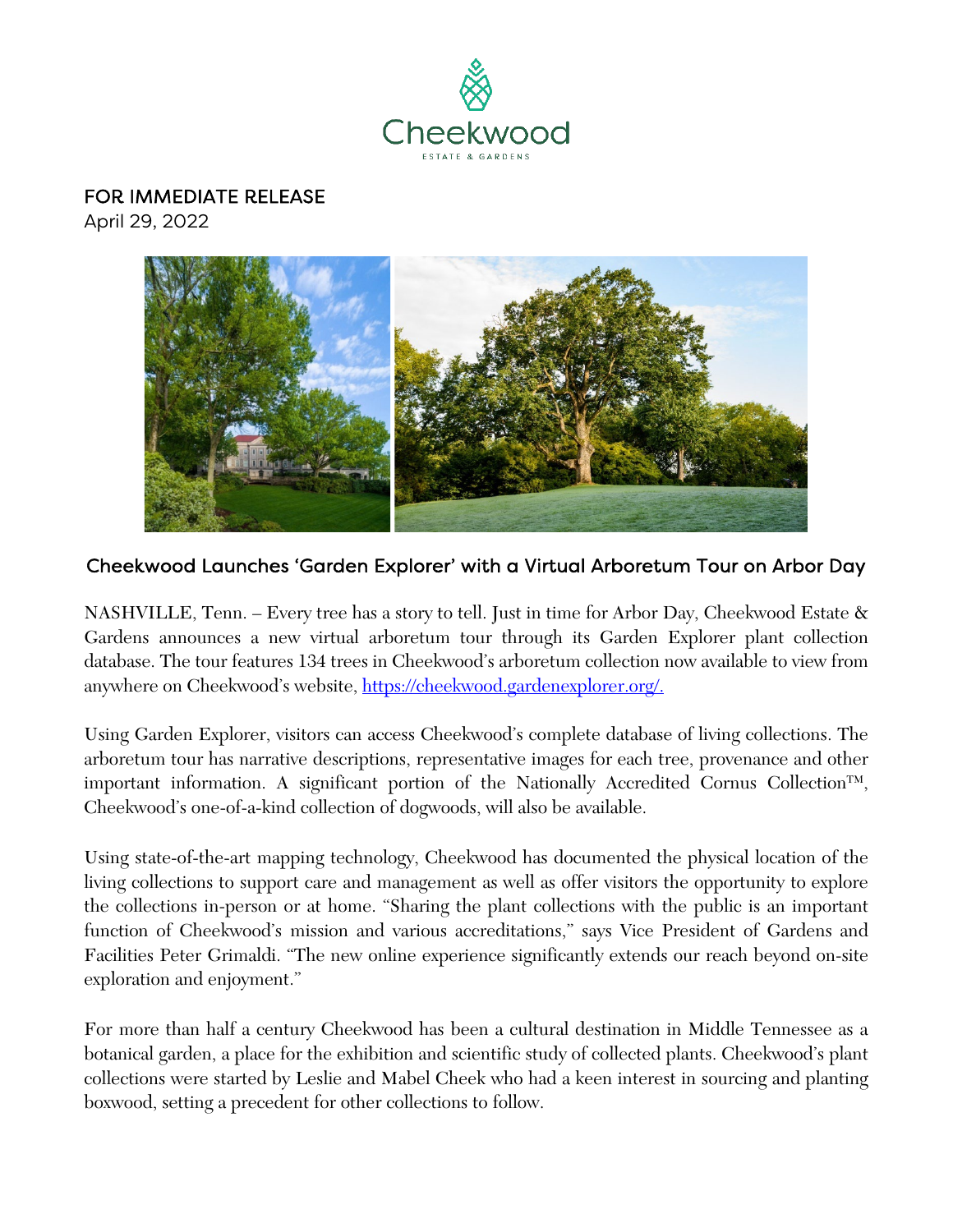Cheekwood

ESTATE & GARDENS

FOR IMMEDIATE RELEASE
April 29, 2022

## Cheekwood Launches 'Garden Explorer' with a Virtual Arboretum Tour on Arbor Day

NASHVILLE, Tenn. – Every tree has a story to tell. Just in time for Arbor Day, Cheekwood Estate & Gardens announces a new virtual arboretum tour through its Garden Explorer plant collection database. The tour features 134 trees in Cheekwood's arboretum collection now available to view from anywhere on Cheekwood's website, [https://cheekwood.gardenexplorer.org/.](https://cheekwood.gardenexplorer.org/)

Using Garden Explorer, visitors can access Cheekwood's complete database of living collections. The arboretum tour has narrative descriptions, representative images for each tree, provenance and other important information. A significant portion of the Nationally Accredited Cornus Collection™, Cheekwood's one-of-a-kind collection of dogwoods, will also be available.

Using state-of-the-art mapping technology, Cheekwood has documented the physical location of the living collections to support care and management as well as offer visitors the opportunity to explore the collections in-person or at home. "Sharing the plant collections with the public is an important function of Cheekwood's mission and various accreditations," says Vice President of Gardens and Facilities Peter Grimaldi. "The new online experience significantly extends our reach beyond on-site exploration and enjoyment."

For more than half a century Cheekwood has been a cultural destination in Middle Tennessee as a botanical garden, a place for the exhibition and scientific study of collected plants. Cheekwood's plant collections were started by Leslie and Mabel Cheek who had a keen interest in sourcing and planting boxwood, setting a precedent for other collections to follow.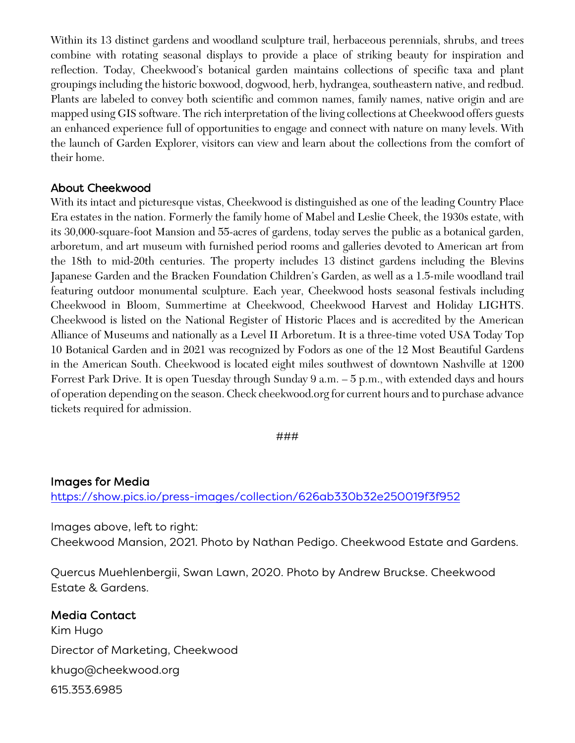Within its 13 distinct gardens and woodland sculpture trail, herbaceous perennials, shrubs, and trees combine with rotating seasonal displays to provide a place of striking beauty for inspiration and reflection. Today, Cheekwood's botanical garden maintains collections of specific taxa and plant groupings including the historic boxwood, dogwood, herb, hydrangea, southeastern native, and redbud. Plants are labeled to convey both scientific and common names, family names, native origin and are mapped using GIS software. The rich interpretation of the living collections at Cheekwood offers guests an enhanced experience full of opportunities to engage and connect with nature on many levels. With the launch of Garden Explorer, visitors can view and learn about the collections from the comfort of their home.

## About Cheekwood

With its intact and picturesque vistas, Cheekwood is distinguished as one of the leading Country Place Era estates in the nation. Formerly the family home of Mabel and Leslie Cheek, the 1930s estate, with its 30,000-square-foot Mansion and 55-acres of gardens, today serves the public as a botanical garden, arboretum, and art museum with furnished period rooms and galleries devoted to American art from the 18th to mid-20th centuries. The property includes 13 distinct gardens including the Blevins Japanese Garden and the Bracken Foundation Children's Garden, as well as a 1.5-mile woodland trail featuring outdoor monumental sculpture. Each year, Cheekwood hosts seasonal festivals including Cheekwood in Bloom, Summertime at Cheekwood, Cheekwood Harvest and Holiday LIGHTS. Cheekwood is listed on the National Register of Historic Places and is accredited by the American Alliance of Museums and nationally as a Level II Arboretum. It is a three-time voted USA Today Top 10 Botanical Garden and in 2021 was recognized by Fodors as one of the 12 Most Beautiful Gardens in the American South. Cheekwood is located eight miles southwest of downtown Nashville at 1200 Forrest Park Drive. It is open Tuesday through Sunday 9 a.m. – 5 p.m., with extended days and hours of operation depending on the season. Check cheekwood.org for current hours and to purchase advance tickets required for admission.

###

## Images for Media

https://show.pics.io/press-images/collection/626ab330b32e250019f3f952

Images above, left to right:
Cheekwood Mansion, 2021. Photo by Nathan Pedigo. Cheekwood Estate and Gardens.

Quercus Muehlenbergii, Swan Lawn, 2020. Photo by Andrew Bruckse. Cheekwood Estate & Gardens.

## Media Contact

Kim Hugo

Director of Marketing, Cheekwood

khugo@cheekwood.org

615.353.6985